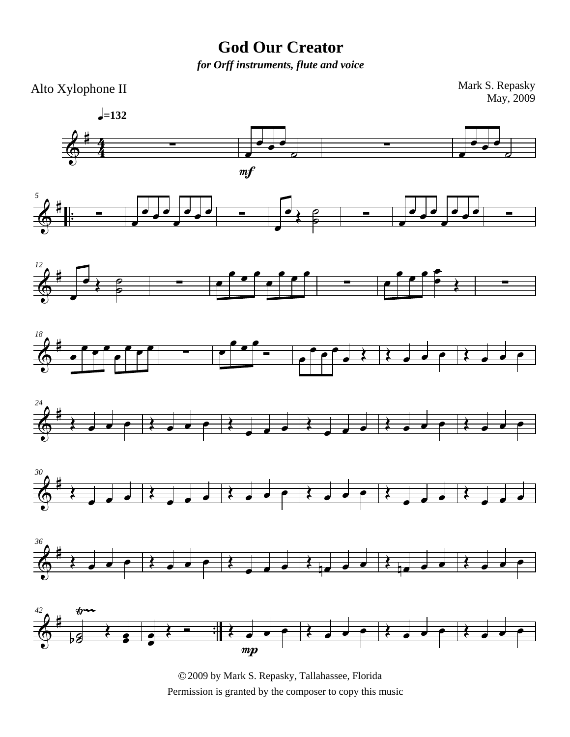# God Our Creator

*for Orff instruments, flute and voice*

Alto Xylophone II

Mark S. Repasky
May, 2009

♩=132

© 2009 by Mark S. Repasky, Tallahassee, Florida
Permission is granted by the composer to copy this music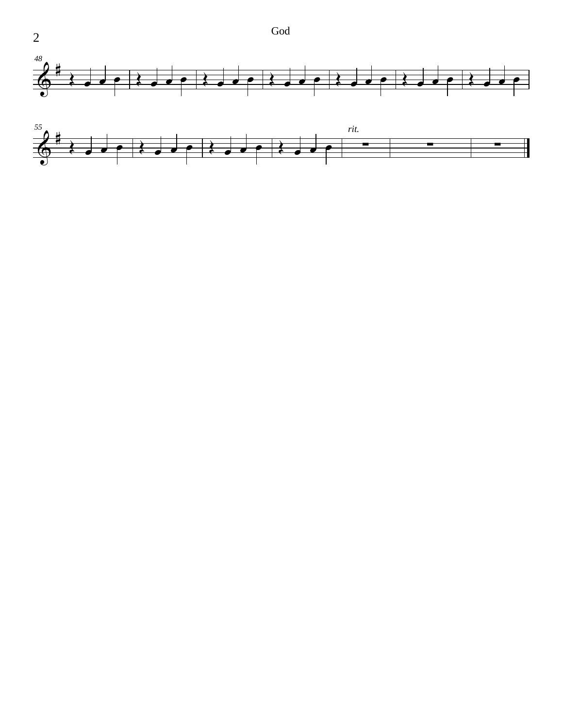48

55

*rit.*